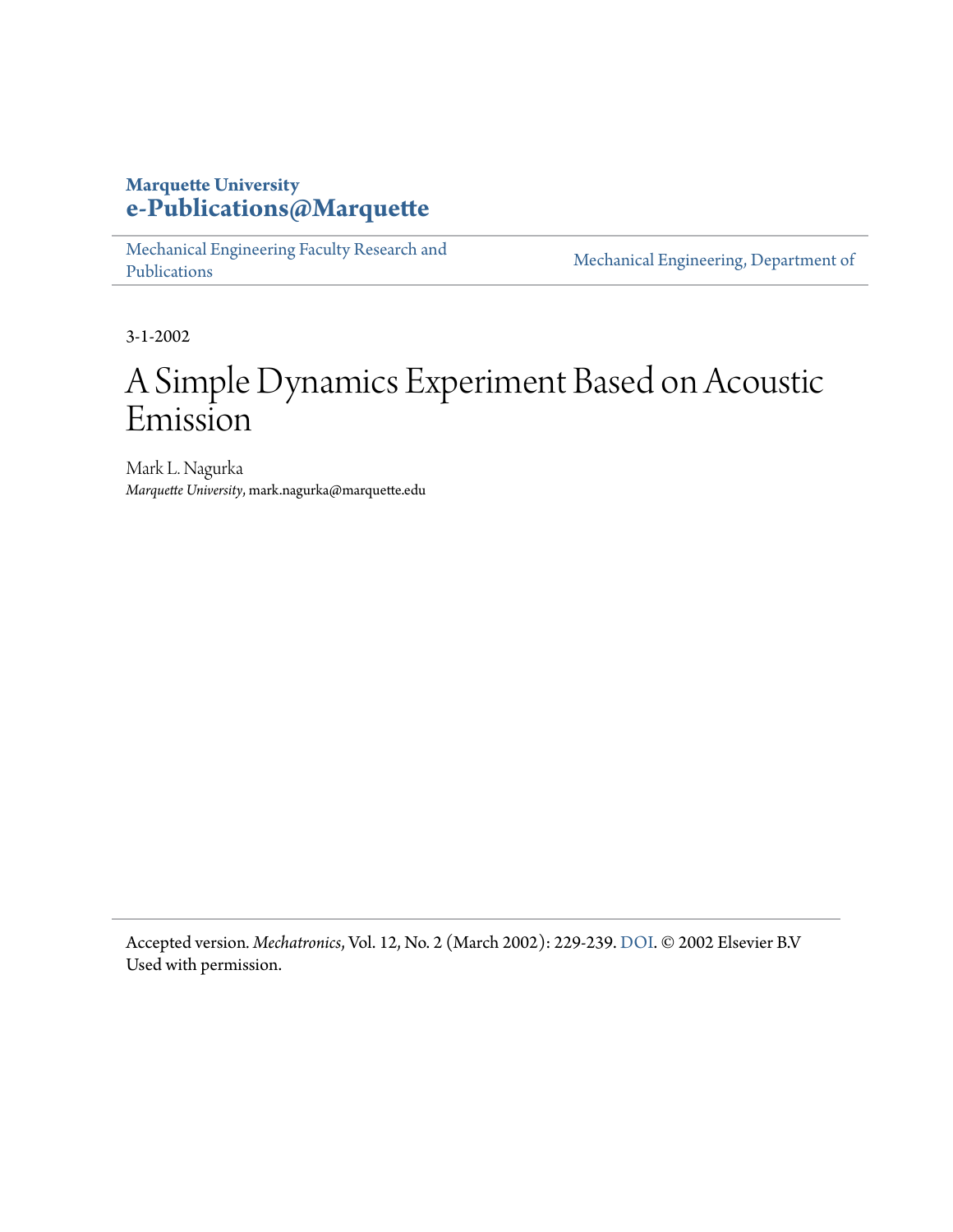**Marquette University**
**e-Publications@Marquette**

Mechanical Engineering Faculty Research and Publications

Mechanical Engineering, Department of

3-1-2002

# A Simple Dynamics Experiment Based on Acoustic Emission

Mark L. Nagurka
*Marquette University*, mark.nagurka@marquette.edu

Accepted version. *Mechatronics*, Vol. 12, No. 2 (March 2002): 229-239. DOI. © 2002 Elsevier B.V Used with permission.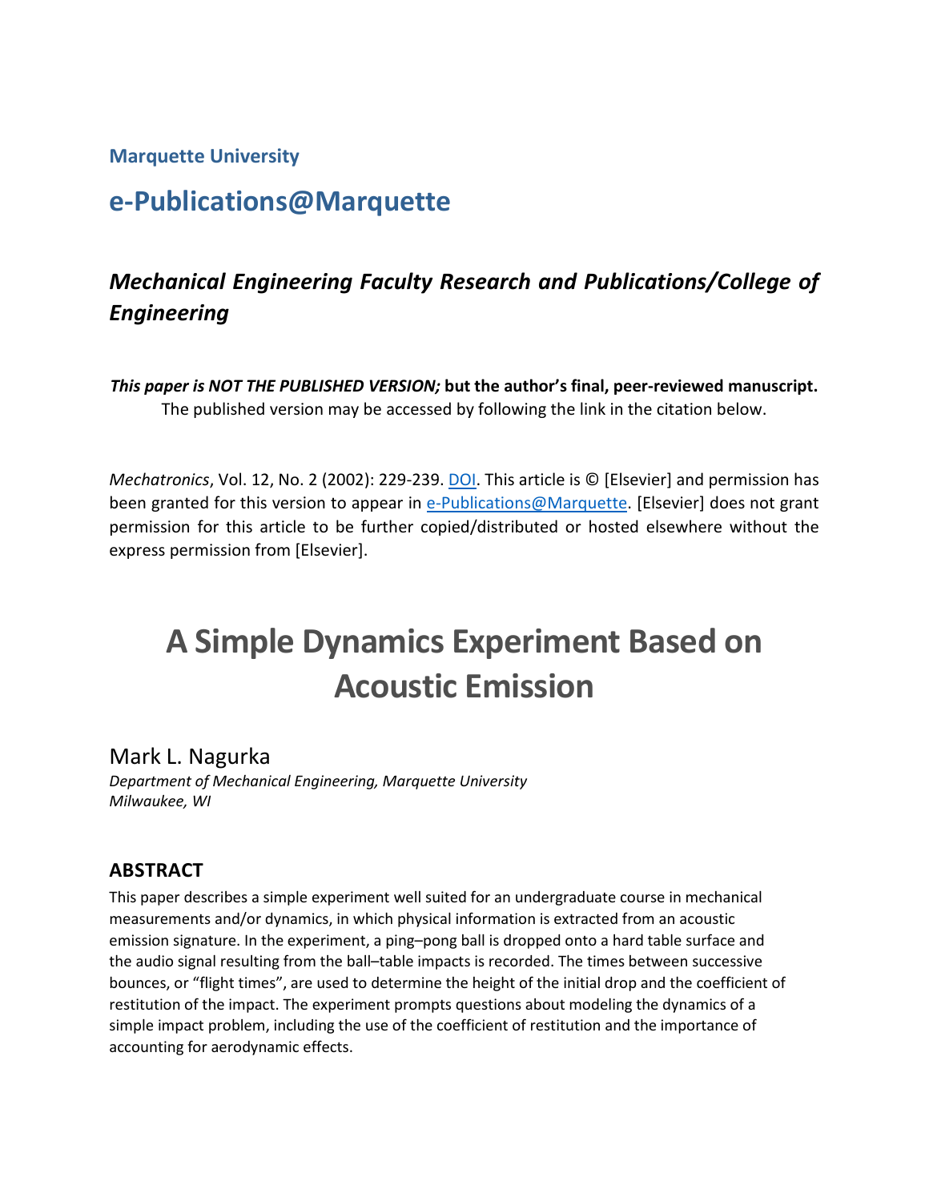**Marquette University**

## e-Publications@Marquette

### *Mechanical Engineering Faculty Research and Publications/College of Engineering*

***This paper is NOT THE PUBLISHED VERSION;* but the author's final, peer-reviewed manuscript.** The published version may be accessed by following the link in the citation below.

*Mechatronics*, Vol. 12, No. 2 (2002): 229-239. DOI. This article is © [Elsevier] and permission has been granted for this version to appear in e-Publications@Marquette. [Elsevier] does not grant permission for this article to be further copied/distributed or hosted elsewhere without the express permission from [Elsevier].

# A Simple Dynamics Experiment Based on Acoustic Emission

Mark L. Nagurka
*Department of Mechanical Engineering, Marquette University*
*Milwaukee, WI*

## ABSTRACT

This paper describes a simple experiment well suited for an undergraduate course in mechanical measurements and/or dynamics, in which physical information is extracted from an acoustic emission signature. In the experiment, a ping–pong ball is dropped onto a hard table surface and the audio signal resulting from the ball–table impacts is recorded. The times between successive bounces, or "flight times", are used to determine the height of the initial drop and the coefficient of restitution of the impact. The experiment prompts questions about modeling the dynamics of a simple impact problem, including the use of the coefficient of restitution and the importance of accounting for aerodynamic effects.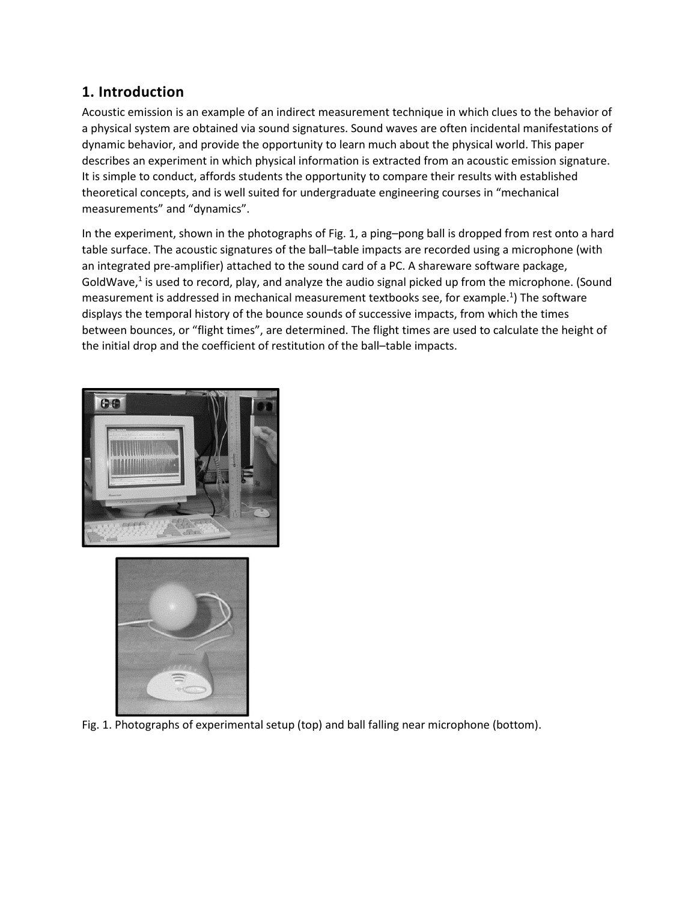## 1. Introduction

Acoustic emission is an example of an indirect measurement technique in which clues to the behavior of a physical system are obtained via sound signatures. Sound waves are often incidental manifestations of dynamic behavior, and provide the opportunity to learn much about the physical world. This paper describes an experiment in which physical information is extracted from an acoustic emission signature. It is simple to conduct, affords students the opportunity to compare their results with established theoretical concepts, and is well suited for undergraduate engineering courses in "mechanical measurements" and "dynamics".

In the experiment, shown in the photographs of Fig. 1, a ping–pong ball is dropped from rest onto a hard table surface. The acoustic signatures of the ball–table impacts are recorded using a microphone (with an integrated pre-amplifier) attached to the sound card of a PC. A shareware software package, GoldWave,[1] is used to record, play, and analyze the audio signal picked up from the microphone. (Sound measurement is addressed in mechanical measurement textbooks see, for example.[1]) The software displays the temporal history of the bounce sounds of successive impacts, from which the times between bounces, or "flight times", are determined. The flight times are used to calculate the height of the initial drop and the coefficient of restitution of the ball–table impacts.

Fig. 1. Photographs of experimental setup (top) and ball falling near microphone (bottom).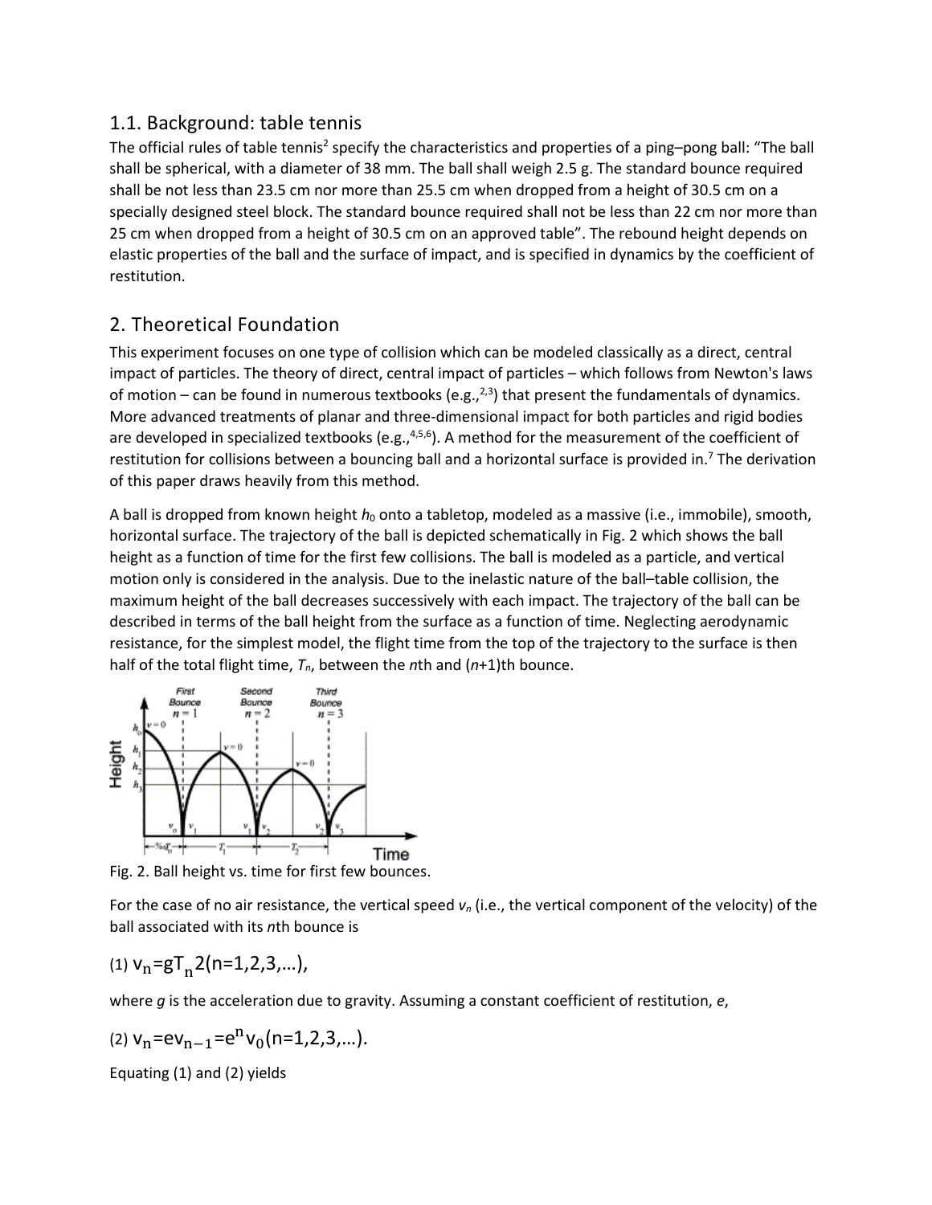## 1.1. Background: table tennis

The official rules of table tennis[2] specify the characteristics and properties of a ping–pong ball: "The ball shall be spherical, with a diameter of 38 mm. The ball shall weigh 2.5 g. The standard bounce required shall be not less than 23.5 cm nor more than 25.5 cm when dropped from a height of 30.5 cm on a specially designed steel block. The standard bounce required shall not be less than 22 cm nor more than 25 cm when dropped from a height of 30.5 cm on an approved table". The rebound height depends on elastic properties of the ball and the surface of impact, and is specified in dynamics by the coefficient of restitution.

# 2. Theoretical Foundation

This experiment focuses on one type of collision which can be modeled classically as a direct, central impact of particles. The theory of direct, central impact of particles – which follows from Newton's laws of motion – can be found in numerous textbooks (e.g.,[2,3]) that present the fundamentals of dynamics. More advanced treatments of planar and three-dimensional impact for both particles and rigid bodies are developed in specialized textbooks (e.g.,[4,5,6]). A method for the measurement of the coefficient of restitution for collisions between a bouncing ball and a horizontal surface is provided in.[7] The derivation of this paper draws heavily from this method.

A ball is dropped from known height $h_0$ onto a tabletop, modeled as a massive (i.e., immobile), smooth, horizontal surface. The trajectory of the ball is depicted schematically in Fig. 2 which shows the ball height as a function of time for the first few collisions. The ball is modeled as a particle, and vertical motion only is considered in the analysis. Due to the inelastic nature of the ball–table collision, the maximum height of the ball decreases successively with each impact. The trajectory of the ball can be described in terms of the ball height from the surface as a function of time. Neglecting aerodynamic resistance, for the simplest model, the flight time from the top of the trajectory to the surface is then half of the total flight time, $T_n$, between the $n$th and ($n$+1)th bounce.

Fig. 2. Ball height vs. time for first few bounces.

For the case of no air resistance, the vertical speed $v_n$ (i.e., the vertical component of the velocity) of the ball associated with its $n$th bounce is

(1) $$v_n = gT_n 2 \quad (n=1,2,3,\ldots),$$

where $g$ is the acceleration due to gravity. Assuming a constant coefficient of restitution, $e$,

(2) $$v_n = ev_{n-1} = e^n v_0 \quad (n=1,2,3,\ldots).$$

Equating (1) and (2) yields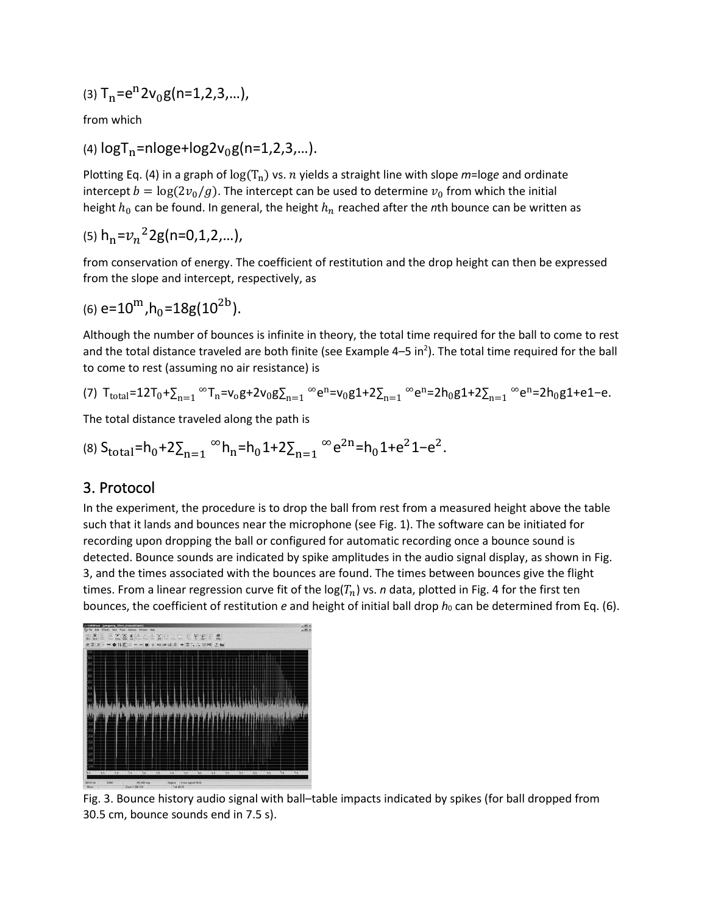(3) $T_n = e^n \frac{2v_0}{g} \quad (n=1,2,3,\ldots)$,

from which

(4) $\log T_n = n \log e + \log \frac{2v_0}{g} \quad (n=1,2,3,\ldots)$.

Plotting Eq. (4) in a graph of $\log(T_n)$ vs. $n$ yields a straight line with slope $m = \log e$ and ordinate intercept $b = \log(2v_0/g)$. The intercept can be used to determine $v_0$ from which the initial height $h_0$ can be found. In general, the height $h_n$ reached after the $n$th bounce can be written as

(5) $h_n = \frac{v_n^2}{2g} \quad (n=0,1,2,\ldots)$,

from conservation of energy. The coefficient of restitution and the drop height can then be expressed from the slope and intercept, respectively, as

(6) $e = 10^m, \quad h_0 = \frac{1}{8} g (10^{2b})$.

Although the number of bounces is infinite in theory, the total time required for the ball to come to rest and the total distance traveled are both finite (see Example 4–5 in[2]). The total time required for the ball to come to rest (assuming no air resistance) is

(7) $T_{total} = \frac{1}{2} T_0 + \sum_{n=1}^{\infty} T_n = \frac{v_0}{g} + \frac{2v_0}{g} \sum_{n=1}^{\infty} e^n = \frac{v_0}{g}\left(1 + 2\sum_{n=1}^{\infty} e^n\right) = \sqrt{\frac{2h_0}{g}}\left(1 + 2\sum_{n=1}^{\infty} e^n\right) = \sqrt{\frac{2h_0}{g}}\, \frac{1+e}{1-e}$.

The total distance traveled along the path is

(8) $S_{total} = h_0 + 2\sum_{n=1}^{\infty} h_n = h_0\left(1 + 2\sum_{n=1}^{\infty} e^{2n}\right) = h_0 \frac{1+e^2}{1-e^2}$.

## 3. Protocol

In the experiment, the procedure is to drop the ball from rest from a measured height above the table such that it lands and bounces near the microphone (see Fig. 1). The software can be initiated for recording upon dropping the ball or configured for automatic recording once a bounce sound is detected. Bounce sounds are indicated by spike amplitudes in the audio signal display, as shown in Fig. 3, and the times associated with the bounces are found. The times between bounces give the flight times. From a linear regression curve fit of the $\log(T_n)$ vs. $n$ data, plotted in Fig. 4 for the first ten bounces, the coefficient of restitution $e$ and height of initial ball drop $h_0$ can be determined from Eq. (6).

Fig. 3. Bounce history audio signal with ball–table impacts indicated by spikes (for ball dropped from 30.5 cm, bounce sounds end in 7.5 s).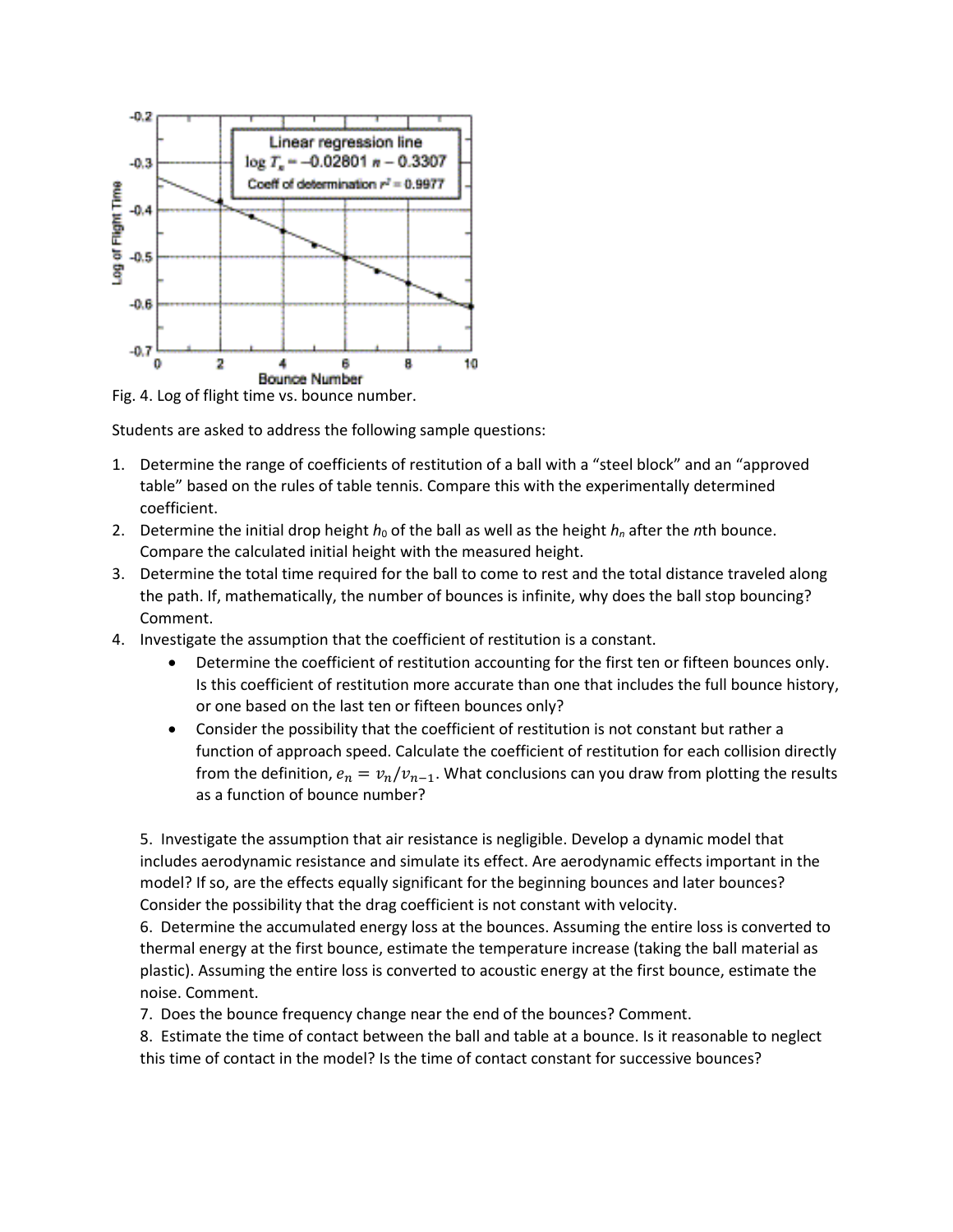Fig. 4. Log of flight time vs. bounce number.

Students are asked to address the following sample questions:

1. Determine the range of coefficients of restitution of a ball with a "steel block" and an "approved table" based on the rules of table tennis. Compare this with the experimentally determined coefficient.
2. Determine the initial drop height $h_0$ of the ball as well as the height $h_n$ after the $n$th bounce. Compare the calculated initial height with the measured height.
3. Determine the total time required for the ball to come to rest and the total distance traveled along the path. If, mathematically, the number of bounces is infinite, why does the ball stop bouncing? Comment.
4. Investigate the assumption that the coefficient of restitution is a constant.
   - Determine the coefficient of restitution accounting for the first ten or fifteen bounces only. Is this coefficient of restitution more accurate than one that includes the full bounce history, or one based on the last ten or fifteen bounces only?
   - Consider the possibility that the coefficient of restitution is not constant but rather a function of approach speed. Calculate the coefficient of restitution for each collision directly from the definition, $e_n = v_n/v_{n-1}$. What conclusions can you draw from plotting the results as a function of bounce number?
5. Investigate the assumption that air resistance is negligible. Develop a dynamic model that includes aerodynamic resistance and simulate its effect. Are aerodynamic effects important in the model? If so, are the effects equally significant for the beginning bounces and later bounces? Consider the possibility that the drag coefficient is not constant with velocity.
6. Determine the accumulated energy loss at the bounces. Assuming the entire loss is converted to thermal energy at the first bounce, estimate the temperature increase (taking the ball material as plastic). Assuming the entire loss is converted to acoustic energy at the first bounce, estimate the noise. Comment.
7. Does the bounce frequency change near the end of the bounces? Comment.
8. Estimate the time of contact between the ball and table at a bounce. Is it reasonable to neglect this time of contact in the model? Is the time of contact constant for successive bounces?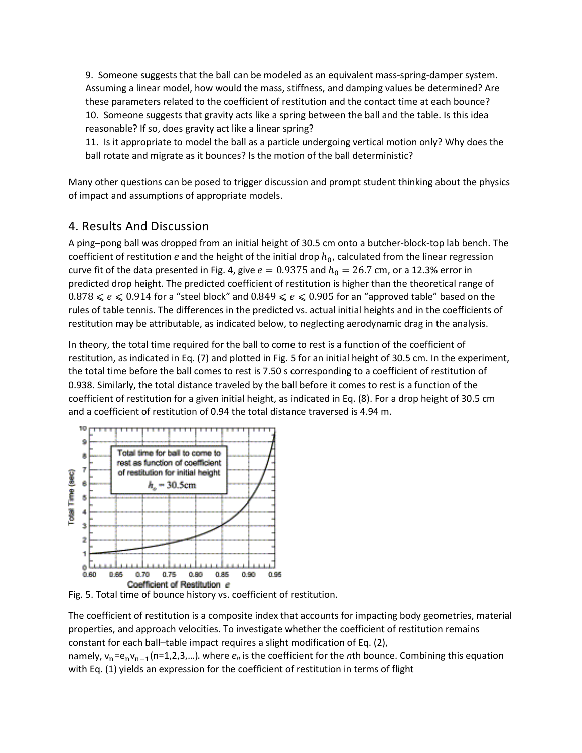9. Someone suggests that the ball can be modeled as an equivalent mass-spring-damper system. Assuming a linear model, how would the mass, stiffness, and damping values be determined? Are these parameters related to the coefficient of restitution and the contact time at each bounce?
10. Someone suggests that gravity acts like a spring between the ball and the table. Is this idea reasonable? If so, does gravity act like a linear spring?
11. Is it appropriate to model the ball as a particle undergoing vertical motion only? Why does the ball rotate and migrate as it bounces? Is the motion of the ball deterministic?

Many other questions can be posed to trigger discussion and prompt student thinking about the physics of impact and assumptions of appropriate models.

## 4. Results And Discussion

A ping–pong ball was dropped from an initial height of 30.5 cm onto a butcher-block-top lab bench. The coefficient of restitution $e$ and the height of the initial drop $h_0$, calculated from the linear regression curve fit of the data presented in Fig. 4, give $e = 0.9375$ and $h_0 = 26.7$ cm, or a 12.3% error in predicted drop height. The predicted coefficient of restitution is higher than the theoretical range of $0.878 \leqslant e \leqslant 0.914$ for a "steel block" and $0.849 \leqslant e \leqslant 0.905$ for an "approved table" based on the rules of table tennis. The differences in the predicted vs. actual initial heights and in the coefficients of restitution may be attributable, as indicated below, to neglecting aerodynamic drag in the analysis.

In theory, the total time required for the ball to come to rest is a function of the coefficient of restitution, as indicated in Eq. (7) and plotted in Fig. 5 for an initial height of 30.5 cm. In the experiment, the total time before the ball comes to rest is 7.50 s corresponding to a coefficient of restitution of 0.938. Similarly, the total distance traveled by the ball before it comes to rest is a function of the coefficient of restitution for a given initial height, as indicated in Eq. (8). For a drop height of 30.5 cm and a coefficient of restitution of 0.94 the total distance traversed is 4.94 m.

Fig. 5. Total time of bounce history vs. coefficient of restitution.

The coefficient of restitution is a composite index that accounts for impacting body geometries, material properties, and approach velocities. To investigate whether the coefficient of restitution remains constant for each ball–table impact requires a slight modification of Eq. (2), namely, $v_n = e_n v_{n-1}$ (n=1,2,3,…). where $e_n$ is the coefficient for the $n$th bounce. Combining this equation with Eq. (1) yields an expression for the coefficient of restitution in terms of flight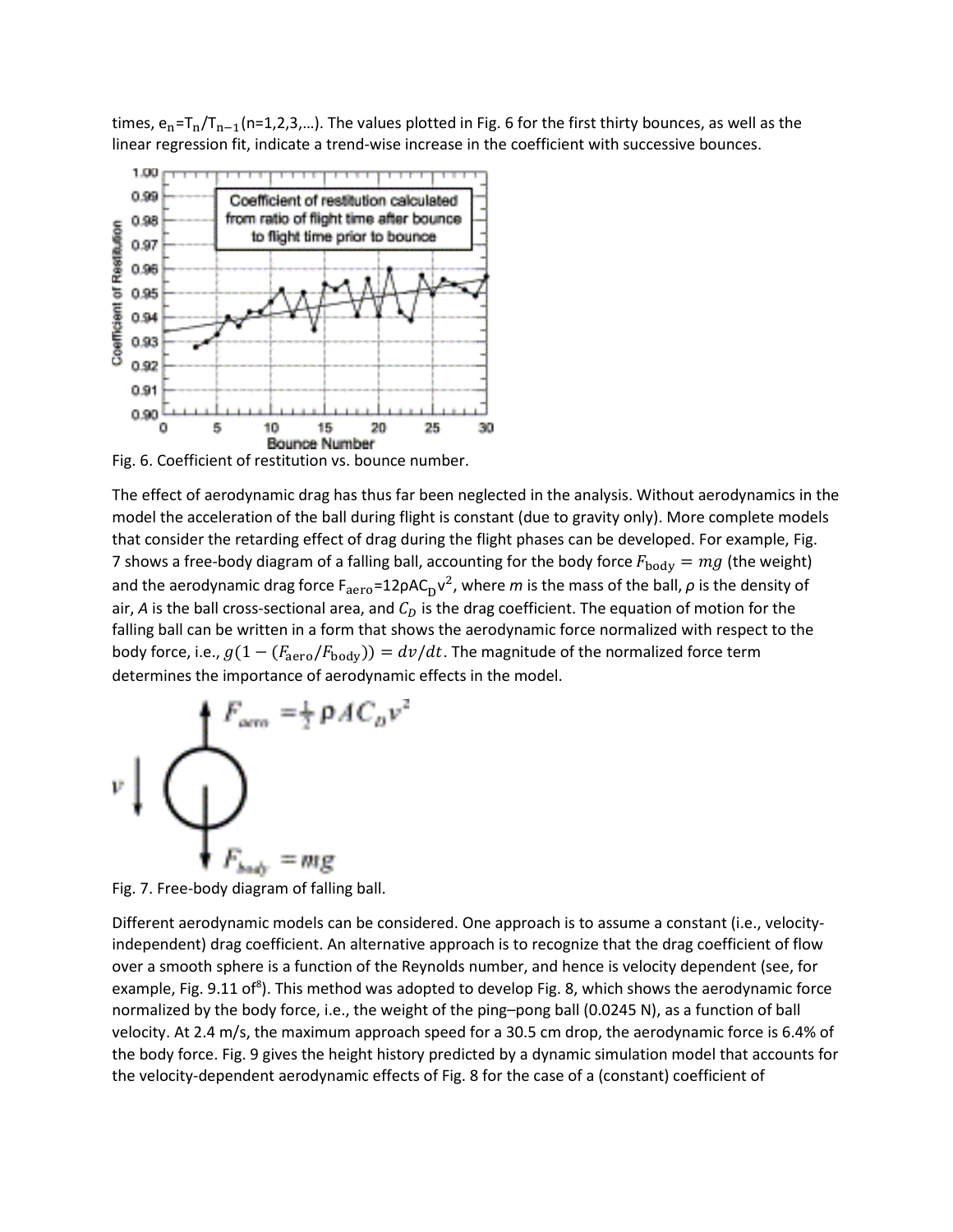times, $e_n = T_n/T_{n-1}$ (n=1,2,3,…). The values plotted in Fig. 6 for the first thirty bounces, as well as the linear regression fit, indicate a trend-wise increase in the coefficient with successive bounces.

Fig. 6. Coefficient of restitution vs. bounce number.

The effect of aerodynamic drag has thus far been neglected in the analysis. Without aerodynamics in the model the acceleration of the ball during flight is constant (due to gravity only). More complete models that consider the retarding effect of drag during the flight phases can be developed. For example, Fig. 7 shows a free-body diagram of a falling ball, accounting for the body force $F_{\text{body}} = mg$ (the weight) and the aerodynamic drag force $F_{\text{aero}} = \frac{1}{2}\rho A C_D v^2$, where $m$ is the mass of the ball, $\rho$ is the density of air, $A$ is the ball cross-sectional area, and $C_D$ is the drag coefficient. The equation of motion for the falling ball can be written in a form that shows the aerodynamic force normalized with respect to the body force, i.e., $g(1 - (F_{\text{aero}}/F_{\text{body}})) = dv/dt$. The magnitude of the normalized force term determines the importance of aerodynamic effects in the model.

Fig. 7. Free-body diagram of falling ball.

Different aerodynamic models can be considered. One approach is to assume a constant (i.e., velocity-independent) drag coefficient. An alternative approach is to recognize that the drag coefficient of flow over a smooth sphere is a function of the Reynolds number, and hence is velocity dependent (see, for example, Fig. 9.11 of[8]). This method was adopted to develop Fig. 8, which shows the aerodynamic force normalized by the body force, i.e., the weight of the ping–pong ball (0.0245 N), as a function of ball velocity. At 2.4 m/s, the maximum approach speed for a 30.5 cm drop, the aerodynamic force is 6.4% of the body force. Fig. 9 gives the height history predicted by a dynamic simulation model that accounts for the velocity-dependent aerodynamic effects of Fig. 8 for the case of a (constant) coefficient of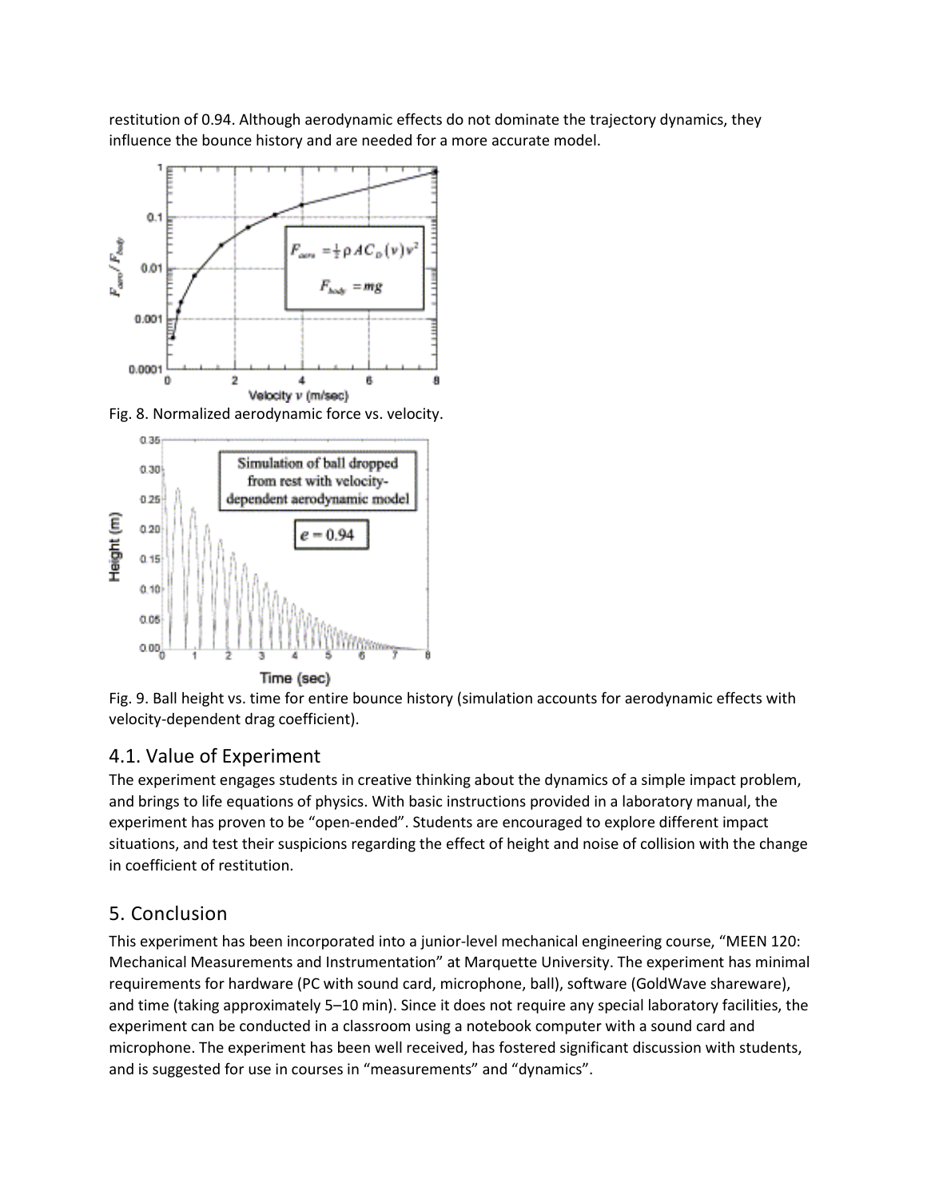restitution of 0.94. Although aerodynamic effects do not dominate the trajectory dynamics, they influence the bounce history and are needed for a more accurate model.

Fig. 8. Normalized aerodynamic force vs. velocity.

Fig. 9. Ball height vs. time for entire bounce history (simulation accounts for aerodynamic effects with velocity-dependent drag coefficient).

## 4.1. Value of Experiment

The experiment engages students in creative thinking about the dynamics of a simple impact problem, and brings to life equations of physics. With basic instructions provided in a laboratory manual, the experiment has proven to be "open-ended". Students are encouraged to explore different impact situations, and test their suspicions regarding the effect of height and noise of collision with the change in coefficient of restitution.

# 5. Conclusion

This experiment has been incorporated into a junior-level mechanical engineering course, "MEEN 120: Mechanical Measurements and Instrumentation" at Marquette University. The experiment has minimal requirements for hardware (PC with sound card, microphone, ball), software (GoldWave shareware), and time (taking approximately 5–10 min). Since it does not require any special laboratory facilities, the experiment can be conducted in a classroom using a notebook computer with a sound card and microphone. The experiment has been well received, has fostered significant discussion with students, and is suggested for use in courses in "measurements" and "dynamics".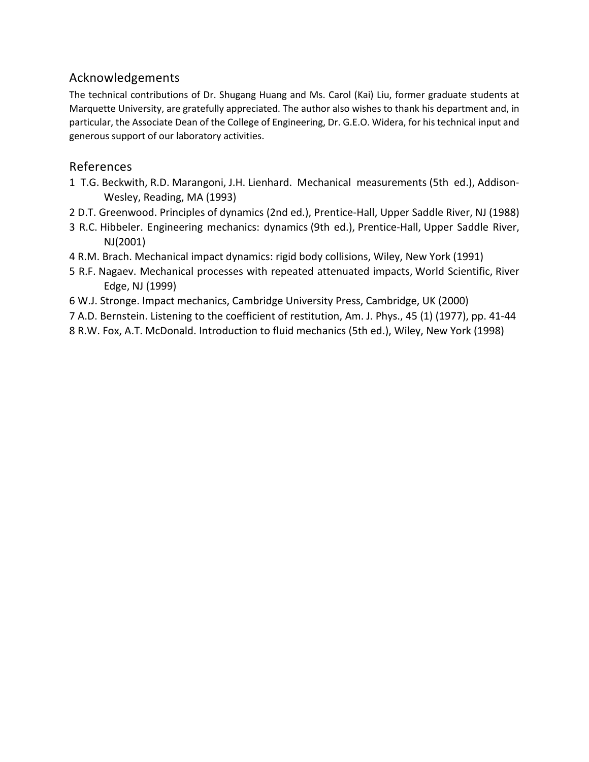## Acknowledgements

The technical contributions of Dr. Shugang Huang and Ms. Carol (Kai) Liu, former graduate students at Marquette University, are gratefully appreciated. The author also wishes to thank his department and, in particular, the Associate Dean of the College of Engineering, Dr. G.E.O. Widera, for his technical input and generous support of our laboratory activities.

## References

1 T.G. Beckwith, R.D. Marangoni, J.H. Lienhard. Mechanical measurements (5th ed.), Addison-Wesley, Reading, MA (1993)

2 D.T. Greenwood. Principles of dynamics (2nd ed.), Prentice-Hall, Upper Saddle River, NJ (1988)

3 R.C. Hibbeler. Engineering mechanics: dynamics (9th ed.), Prentice-Hall, Upper Saddle River, NJ(2001)

4 R.M. Brach. Mechanical impact dynamics: rigid body collisions, Wiley, New York (1991)

5 R.F. Nagaev. Mechanical processes with repeated attenuated impacts, World Scientific, River Edge, NJ (1999)

6 W.J. Stronge. Impact mechanics, Cambridge University Press, Cambridge, UK (2000)

7 A.D. Bernstein. Listening to the coefficient of restitution, Am. J. Phys., 45 (1) (1977), pp. 41-44

8 R.W. Fox, A.T. McDonald. Introduction to fluid mechanics (5th ed.), Wiley, New York (1998)